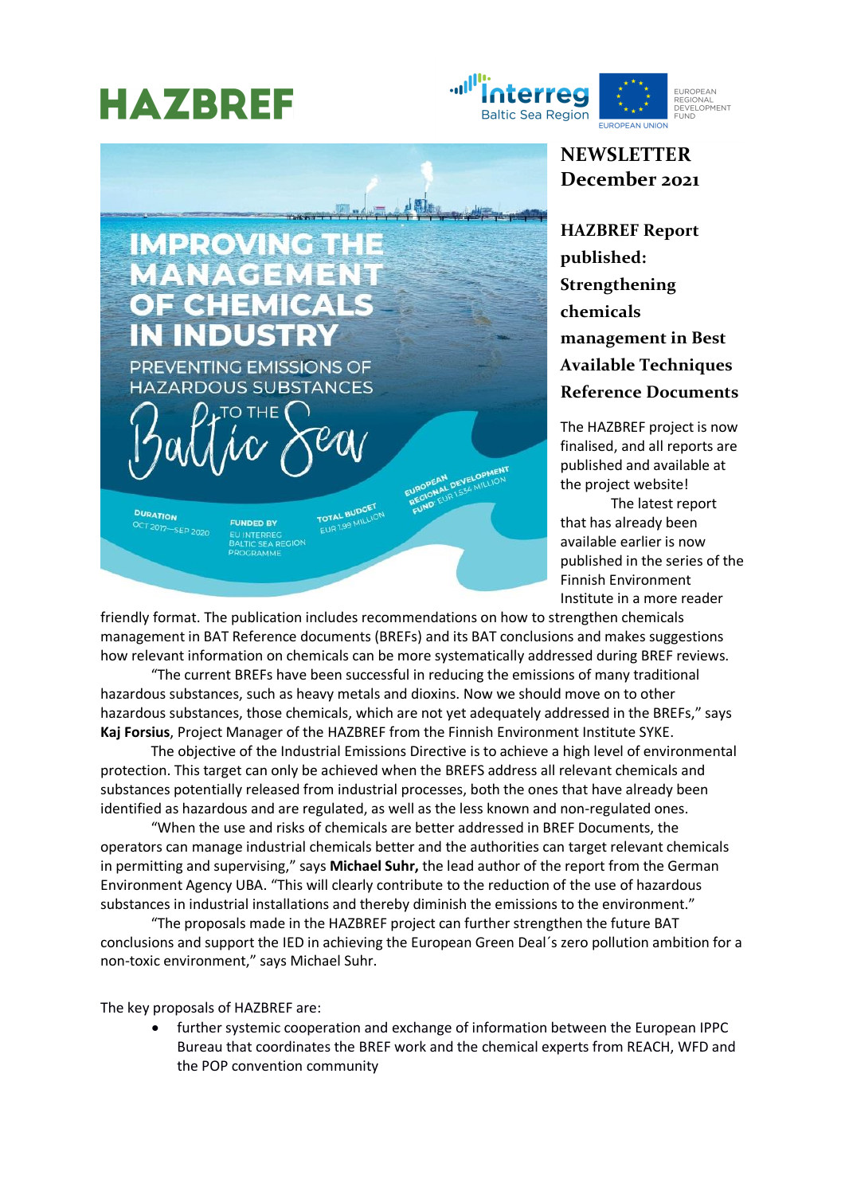# HAZBREF

## NEWSLETTER December 2021

### HAZBREF Report published: Strengthening chemicals management in Best Available Techniques Reference Documents

The HAZBREF project is now finalised, and all reports are published and available at the project website!

The latest report that has already been available earlier is now published in the series of the Finnish Environment Institute in a more reader friendly format. The publication includes recommendations on how to strengthen chemicals management in BAT Reference documents (BREFs) and its BAT conclusions and makes suggestions how relevant information on chemicals can be more systematically addressed during BREF reviews.

"The current BREFs have been successful in reducing the emissions of many traditional hazardous substances, such as heavy metals and dioxins. Now we should move on to other hazardous substances, those chemicals, which are not yet adequately addressed in the BREFs," says **Kaj Forsius**, Project Manager of the HAZBREF from the Finnish Environment Institute SYKE.

The objective of the Industrial Emissions Directive is to achieve a high level of environmental protection. This target can only be achieved when the BREFS address all relevant chemicals and substances potentially released from industrial processes, both the ones that have already been identified as hazardous and are regulated, as well as the less known and non-regulated ones.

"When the use and risks of chemicals are better addressed in BREF Documents, the operators can manage industrial chemicals better and the authorities can target relevant chemicals in permitting and supervising," says **Michael Suhr,** the lead author of the report from the German Environment Agency UBA. "This will clearly contribute to the reduction of the use of hazardous substances in industrial installations and thereby diminish the emissions to the environment."

"The proposals made in the HAZBREF project can further strengthen the future BAT conclusions and support the IED in achieving the European Green Deal´s zero pollution ambition for a non-toxic environment," says Michael Suhr.

The key proposals of HAZBREF are:

- further systemic cooperation and exchange of information between the European IPPC Bureau that coordinates the BREF work and the chemical experts from REACH, WFD and the POP convention community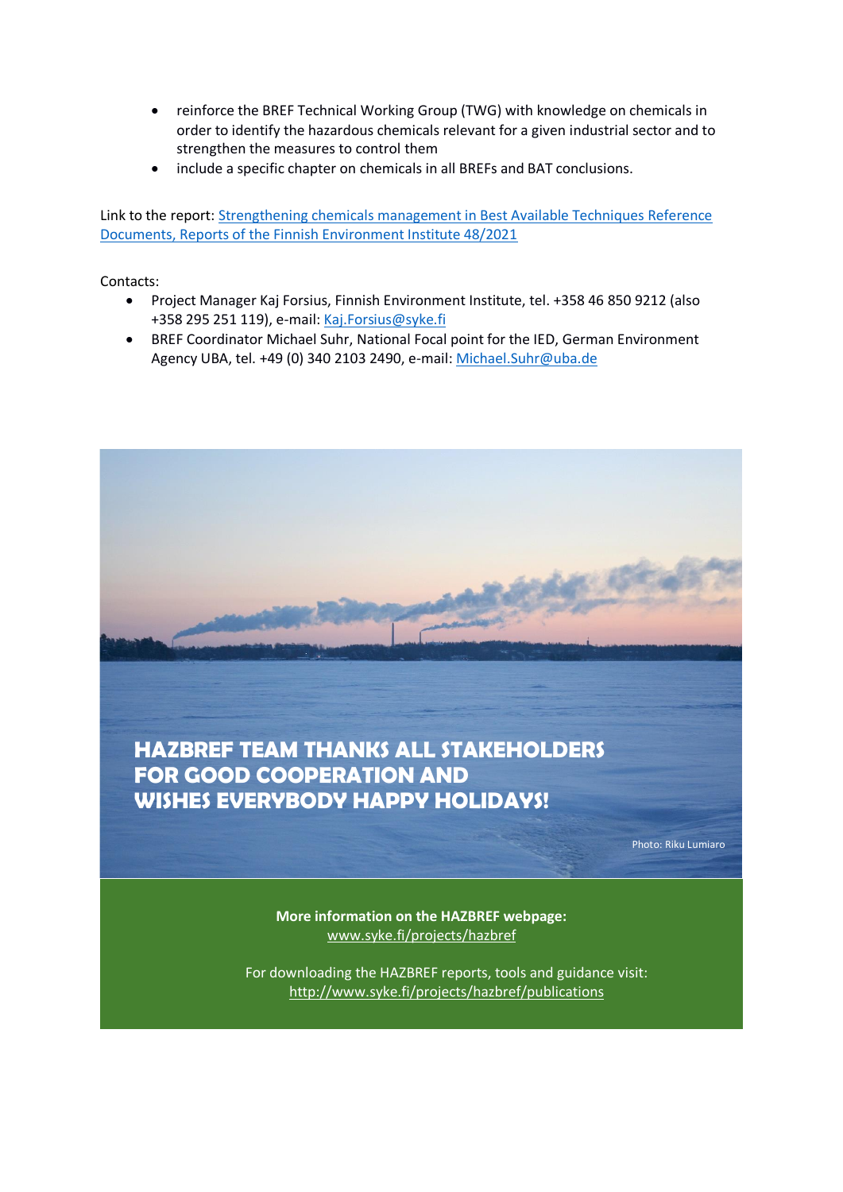- reinforce the BREF Technical Working Group (TWG) with knowledge on chemicals in order to identify the hazardous chemicals relevant for a given industrial sector and to strengthen the measures to control them
- include a specific chapter on chemicals in all BREFs and BAT conclusions.

Link to the report: Strengthening chemicals management in Best Available Techniques Reference Documents, Reports of the Finnish Environment Institute 48/2021

Contacts:

- Project Manager Kaj Forsius, Finnish Environment Institute, tel. +358 46 850 9212 (also +358 295 251 119), e-mail: Kaj.Forsius@syke.fi
- BREF Coordinator Michael Suhr, National Focal point for the IED, German Environment Agency UBA, tel. +49 (0) 340 2103 2490, e-mail: Michael.Suhr@uba.de

**HAZBREF TEAM THANKS ALL STAKEHOLDERS FOR GOOD COOPERATION AND WISHES EVERYBODY HAPPY HOLIDAYS!**

Photo: Riku Lumiaro

**More information on the HAZBREF webpage:**
www.syke.fi/projects/hazbref

For downloading the HAZBREF reports, tools and guidance visit:
http://www.syke.fi/projects/hazbref/publications